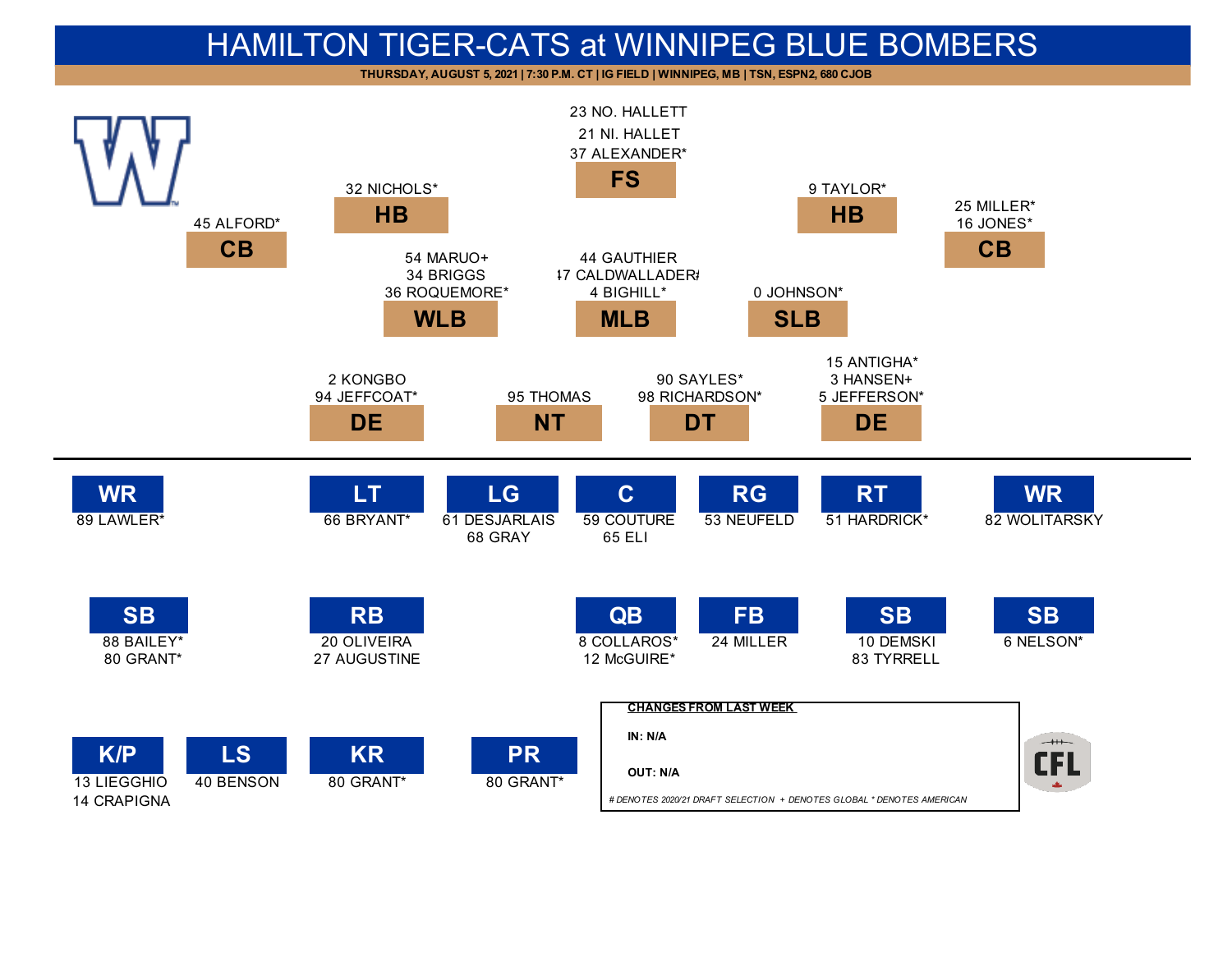# HAMILTON TIGER-CATS at WINNIPEG BLUE BOMBERS

**THURSDAY, AUGUST 5, 2021 | 7:30 P.M. CT | IG FIELD | WINNIPEG, MB | TSN, ESPN2, 680 CJOB**

## Defence

| Position | Players |
|---|---|
| CB | 45 ALFORD* |
| HB | 32 NICHOLS* |
| FS | 23 NO. HALLETT, 21 NI. HALLET, 37 ALEXANDER* |
| HB | 9 TAYLOR* |
| CB | 25 MILLER*, 16 JONES* |
| WLB | 54 MARUO+, 34 BRIGGS, 36 ROQUEMORE* |
| MLB | 44 GAUTHIER, 47 CALDWALLADER#, 4 BIGHILL* |
| SLB | 0 JOHNSON* |
| DE | 2 KONGBO, 94 JEFFCOAT* |
| NT | 95 THOMAS |
| DT | 90 SAYLES*, 98 RICHARDSON* |
| DE | 15 ANTIGHA*, 3 HANSEN+, 5 JEFFERSON* |

## Offence

| Position | Players |
|---|---|
| WR | 89 LAWLER* |
| LT | 66 BRYANT* |
| LG | 61 DESJARLAIS, 68 GRAY |
| C | 59 COUTURE, 65 ELI |
| RG | 53 NEUFELD |
| RT | 51 HARDRICK* |
| WR | 82 WOLITARSKY |
| SB | 88 BAILEY*, 80 GRANT* |
| RB | 20 OLIVEIRA, 27 AUGUSTINE |
| QB | 8 COLLAROS*, 12 McGUIRE* |
| FB | 24 MILLER |
| SB | 10 DEMSKI, 83 TYRRELL |
| SB | 6 NELSON* |

## Special Teams

| Position | Players |
|---|---|
| K/P | 13 LIEGGHIO, 14 CRAPIGNA |
| LS | 40 BENSON |
| KR | 80 GRANT* |
| PR | 80 GRANT* |

**CHANGES FROM LAST WEEK**

**IN:** N/A

**OUT:** N/A

*# DENOTES 2020/21 DRAFT SELECTION + DENOTES GLOBAL * DENOTES AMERICAN*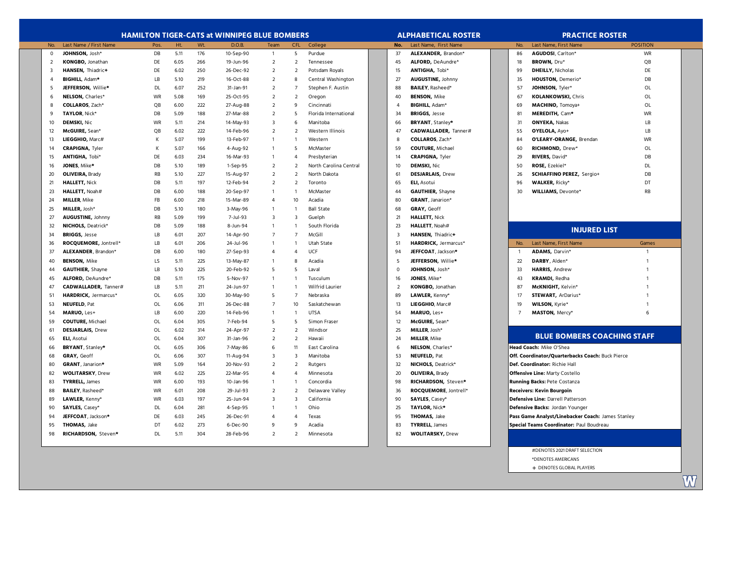## HAMILTON TIGER-CATS at WINNIPEG BLUE BOMBERS

| No. | Last Name / First Name | Pos. | Ht. | Wt. | D.O.B. | Team | CFL | College |
|---|---|---|---|---|---|---|---|---|
| 0 | **JOHNSON,** Josh* | DB | 5.11 | 176 | 10-Sep-90 | 1 | 5 | Purdue |
| 2 | **KONGBO,** Jonathan | DE | 6.05 | 266 | 19-Jun-96 | 2 | 2 | Tennessee |
| 3 | **HANSEN,** Thiadric+ | DE | 6.02 | 250 | 26-Dec-92 | 2 | 2 | Potsdam Royals |
| 4 | **BIGHILL,** Adam* | LB | 5.10 | 219 | 16-Oct-88 | 2 | 8 | Central Washington |
| 5 | **JEFFERSON,** Willie* | DL | 6.07 | 252 | 31-Jan-91 | 2 | 7 | Stephen F. Austin |
| 6 | **NELSON,** Charles* | WR | 5.08 | 169 | 25-Oct-95 | 2 | 2 | Oregon |
| 8 | **COLLAROS**, Zach* | QB | 6.00 | 222 | 27-Aug-88 | 2 | 9 | Cincinnati |
| 9 | **TAYLOR**, Nick* | DB | 5.09 | 188 | 27-Mar-88 | 2 | 5 | Florida International |
| 10 | **DEMSKI,** Nic | WR | 5.11 | 214 | 14-May-93 | 3 | 6 | Manitoba |
| 12 | **McGUIRE,** Sean* | QB | 6.02 | 222 | 14-Feb-96 | 2 | 2 | Western Illinois |
| 13 | **LIEGGHIO,** Marc# | K | 5.07 | 199 | 13-Feb-97 | 1 | 1 | Western |
| 14 | **CRAPIGNA,** Tyler | K | 5.07 | 166 | 4-Aug-92 | 1 | 5 | McMaster |
| 15 | **ANTIGHA,** Tobi* | DE | 6.03 | 234 | 16-Mar-93 | 1 | 4 | Presbyterian |
| 16 | **JONES**, Mike* | DB | 5.10 | 189 | 1-Sep-95 | 2 | 2 | North Carolina Central |
| 20 | **OLIVEIRA,** Brady | RB | 5.10 | 227 | 15-Aug-97 | 2 | 2 | North Dakota |
| 21 | **HALLETT,** Nick | DB | 5.11 | 197 | 12-Feb-94 | 2 | 2 | Toronto |
| 23 | **HALLETT,** Noah# | DB | 6.00 | 188 | 20-Sep-97 | 1 | 1 | McMaster |
| 24 | **MILLER**, Mike | FB | 6.00 | 218 | 15-Mar-89 | 4 | 10 | Acadia |
| 25 | **MILLER,** Josh* | DB | 5.10 | 180 | 3-May-96 | 1 | 1 | Ball State |
| 27 | **AUGUSTINE,** Johnny | RB | 5.09 | 199 | 7-Jul-93 | 3 | 3 | Guelph |
| 32 | **NICHOLS,** Deatrick* | DB | 5.09 | 188 | 8-Jun-94 | 1 | 1 | South Florida |
| 34 | **BRIGGS,** Jesse | LB | 6.01 | 207 | 14-Apr-90 | 7 | 7 | McGill |
| 36 | **ROCQUEMORE,** Jontrell* | LB | 6.01 | 206 | 24-Jul-96 | 1 | 1 | Utah State |
| 37 | **ALEXANDER**, Brandon* | DB | 6.00 | 180 | 27-Sep-93 | 4 | 4 | UCF |
| 40 | **BENSON,** Mike | LS | 5.11 | 225 | 13-May-87 | 1 | 8 | Acadia |
| 44 | **GAUTHIER,** Shayne | LB | 5.10 | 225 | 20-Feb-92 | 5 | 5 | Laval |
| 45 | **ALFORD,** DeAundre* | DB | 5.11 | 175 | 5-Nov-97 | 1 | 1 | Tusculum |
| 47 | **CADWALLADER,** Tanner# | LB | 5.11 | 211 | 24-Jun-97 | 1 | 1 | Wilfrid Laurier |
| 51 | **HARDRICK,** Jermarcus* | OL | 6.05 | 320 | 30-May-90 | 5 | 7 | Nebraska |
| 53 | **NEUFELD**, Pat | OL | 6.06 | 311 | 26-Dec-88 | 7 | 10 | Saskatchewan |
| 54 | **MARUO,** Les+ | LB | 6.00 | 220 | 14-Feb-96 | 1 | 1 | UTSA |
| 59 | **COUTURE,** Michael | OL | 6.04 | 305 | 7-Feb-94 | 5 | 5 | Simon Fraser |
| 61 | **DESJARLAIS,** Drew | OL | 6.02 | 314 | 24-Apr-97 | 2 | 2 | Windsor |
| 65 | **ELI,** Asotui | OL | 6.04 | 307 | 31-Jan-96 | 2 | 2 | Hawaii |
| 66 | **BRYANT**, Stanley* | OL | 6.05 | 306 | 7-May-86 | 6 | 11 | East Carolina |
| 68 | **GRAY,** Geoff | OL | 6.06 | 307 | 11-Aug-94 | 3 | 3 | Manitoba |
| 80 | **GRANT**, Janarion* | WR | 5.09 | 164 | 20-Nov-93 | 2 | 2 | Rutgers |
| 82 | **WOLITARSKY**, Drew | WR | 6.02 | 225 | 22-Mar-95 | 4 | 4 | Minnesota |
| 83 | **TYRRELL,** James | WR | 6.00 | 193 | 10-Jan-96 | 1 | 1 | Concordia |
| 88 | **BAILEY**, Rasheed* | WR | 6.01 | 208 | 29-Jul-93 | 2 | 2 | Delaware Valley |
| 89 | **LAWLER,** Kenny* | WR | 6.03 | 197 | 25-Jun-94 | 3 | 3 | California |
| 90 | **SAYLES,** Casey* | DL | 6.04 | 281 | 4-Sep-95 | 1 | 1 | Ohio |
| 94 | **JEFFCOAT**, Jackson* | DE | 6.03 | 245 | 26-Dec-91 | 4 | 4 | Texas |
| 95 | **THOMAS,** Jake | DT | 6.02 | 273 | 6-Dec-90 | 9 | 9 | Acadia |
| 98 | **RICHARDSON,** Steven* | DL | 5.11 | 304 | 28-Feb-96 | 2 | 2 | Minnesota |

## ALPHABETICAL ROSTER

| No. | Last Name, First Name |
|---|---|
| 37 | **ALEXANDER,** Brandon* |
| 45 | **ALFORD,** DeAundre* |
| 15 | **ANTIGHA,** Tobi* |
| 27 | **AUGUSTINE,** Johnny |
| 88 | **BAILEY,** Rasheed* |
| 40 | **BENSON,** Mike |
| 4 | **BIGHILL,** Adam* |
| 34 | **BRIGGS,** Jesse |
| 66 | **BRYANT**, Stanley* |
| 47 | **CADWALLADER,** Tanner# |
| 8 | **COLLAROS**, Zach* |
| 59 | **COUTURE,** Michael |
| 14 | **CRAPIGNA,** Tyler |
| 10 | **DEMSKI,** Nic |
| 61 | **DESJARLAIS,** Drew |
| 65 | **ELI,** Asotui |
| 44 | **GAUTHIER,** Shayne |
| 80 | **GRANT**, Janarion* |
| 68 | **GRAY,** Geoff |
| 21 | **HALLETT,** Nick |
| 23 | **HALLETT,** Noah# |
| 3 | **HANSEN,** Thiadric+ |
| 51 | **HARDRICK,** Jermarcus* |
| 94 | **JEFFCOAT,** Jackson* |
| 5 | **JEFFERSON,** Willie* |
| 0 | **JOHNSON,** Josh* |
| 16 | **JONES,** Mike* |
| 2 | **KONGBO,** Jonathan |
| 89 | **LAWLER,** Kenny* |
| 13 | **LIEGGHIO**, Marc# |
| 54 | **MARUO,** Les+ |
| 12 | **McGUIRE,** Sean* |
| 25 | **MILLER,** Josh* |
| 24 | **MILLER**, Mike |
| 6 | **NELSON,** Charles* |
| 53 | **NEUFELD,** Pat |
| 32 | **NICHOLS,** Deatrick* |
| 20 | **OLIVEIRA,** Brady |
| 98 | **RICHARDSON,** Steven* |
| 36 | **ROCQUEMORE,** Jontrell* |
| 90 | **SAYLES,** Casey* |
| 25 | **TAYLOR,** Nick* |
| 95 | **THOMAS,** Jake |
| 83 | **TYRRELL,** James |
| 82 | **WOLITARSKY,** Drew |

## PRACTICE ROSTER

| No. | Last Name, First Name | POSITION |
|---|---|---|
| 86 | **AGUDOSI**, Carlton* | WR |
| 18 | **BROWN,** Dru* | QB |
| 99 | **DHEILLY,** Nicholas | DE |
| 35 | **HOUSTON,** Demerio* | DB |
| 57 | **JOHNSON,** Tyler* | OL |
| 67 | **KOLANKOWSKI,** Chris | OL |
| 69 | **MACHINO,** Tomoya+ | OL |
| 81 | **MEREDITH,** Cam* | WR |
| 31 | **ONYEKA,** Nakas | LB |
| 55 | **OYELOLA,** Ayo+ | LB |
| 84 | **O'LEARY-ORANGE,** Brendan | WR |
| 60 | **RICHMOND,** Drew* | OL |
| 29 | **RIVERS,** David* | DB |
| 50 | **ROSE,** Ezekiel* | DL |
| 26 | **SCHIAFFINO PEREZ,** Sergio+ | DB |
| 96 | **WALKER,** Ricky* | DT |
| 30 | **WILLIAMS,** Devonte* | RB |

## INJURED LIST

| No. | Last Name, First Name | Games |
|---|---|---|
| 1 | **ADAMS,** Darvin* | 1 |
| 22 | **DARBY**, Alden* | 1 |
| 33 | **HARRIS,** Andrew | 1 |
| 43 | **KRAMDI,** Redha | 1 |
| 87 | **McKNIGHT,** Kelvin* | 1 |
| 17 | **STEWART,** ArDarius* | 1 |
| 19 | **WILSON,** Kyrie* | 1 |
| 7 | **MASTON,** Mercy* | 6 |

## BLUE BOMBERS COACHING STAFF

**Head Coach:** Mike O'Shea
**Off. Coordinator/Quarterbacks Coach:** Buck Pierce
**Def. Coordinator:** Richie Hall
**Offensive Line:** Marty Costello
**Running Backs:** Pete Costanza
**Receivers: Kevin Bourgoin**
**Defensive Line:** Darrell Patterson
**Defensive Backs:** Jordan Younger
**Pass Game Analyst/Linebacker Coach:** James Stanley
**Special Teams Coordinator:** Paul Boudreau

#DENOTES 2021 DRAFT SELECTION
*DENOTES AMERICANS
+ DENOTES GLOBAL PLAYERS